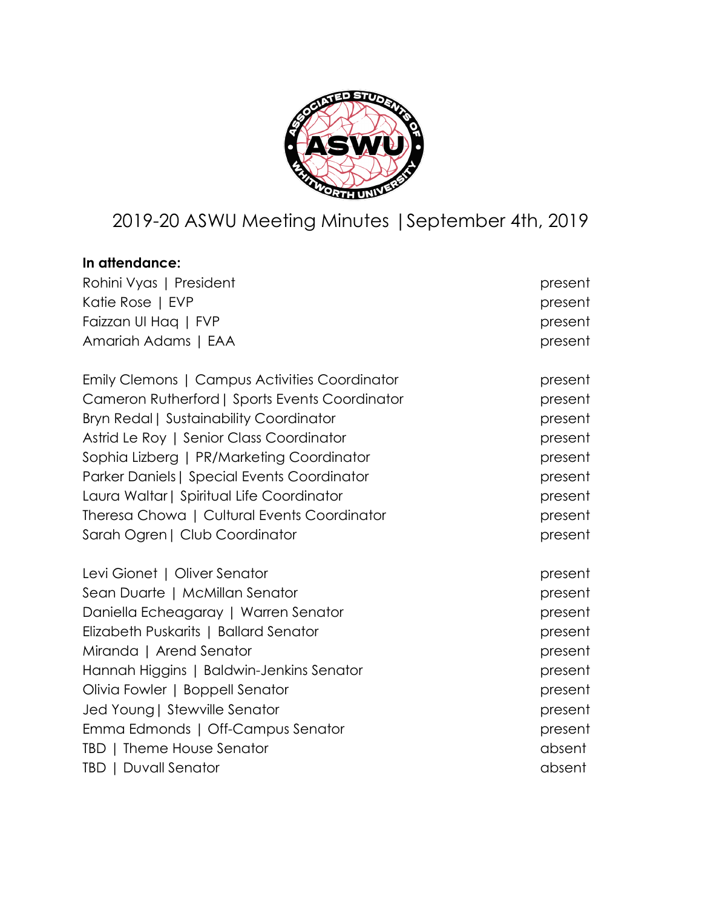# 2019-20 ASWU Meeting Minutes | September 4th, 2019

**In attendance:**

Rohini Vyas | President present
Katie Rose | EVP present
Faizzan Ul Haq | FVP present
Amariah Adams | EAA present

Emily Clemons | Campus Activities Coordinator present
Cameron Rutherford | Sports Events Coordinator present
Bryn Redal | Sustainability Coordinator present
Astrid Le Roy | Senior Class Coordinator present
Sophia Lizberg | PR/Marketing Coordinator present
Parker Daniels | Special Events Coordinator present
Laura Waltar | Spiritual Life Coordinator present
Theresa Chowa | Cultural Events Coordinator present
Sarah Ogren | Club Coordinator present

Levi Gionet | Oliver Senator present
Sean Duarte | McMillan Senator present
Daniella Echeagaray | Warren Senator present
Elizabeth Puskarits | Ballard Senator present
Miranda | Arend Senator present
Hannah Higgins | Baldwin-Jenkins Senator present
Olivia Fowler | Boppell Senator present
Jed Young | Stewville Senator present
Emma Edmonds | Off-Campus Senator present
TBD | Theme House Senator absent
TBD | Duvall Senator absent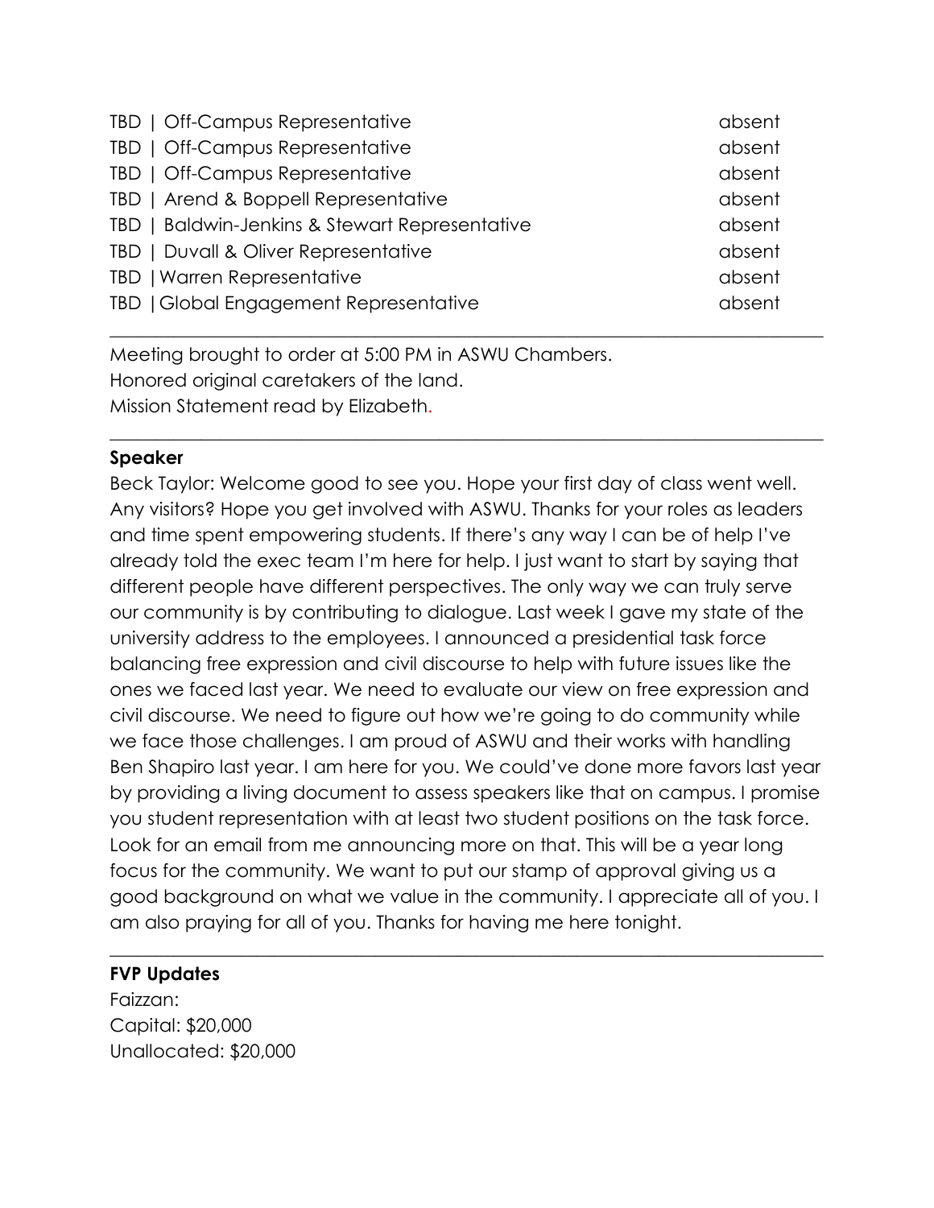| | |
|---|---|
| TBD \| Off-Campus Representative | absent |
| TBD \| Off-Campus Representative | absent |
| TBD \| Off-Campus Representative | absent |
| TBD \| Arend & Boppell Representative | absent |
| TBD \| Baldwin-Jenkins & Stewart Representative | absent |
| TBD \| Duvall & Oliver Representative | absent |
| TBD \| Warren Representative | absent |
| TBD \| Global Engagement Representative | absent |

---

Meeting brought to order at 5:00 PM in ASWU Chambers.
Honored original caretakers of the land.
Mission Statement read by Elizabeth.

---

**Speaker**

Beck Taylor: Welcome good to see you. Hope your first day of class went well. Any visitors? Hope you get involved with ASWU. Thanks for your roles as leaders and time spent empowering students. If there's any way I can be of help I've already told the exec team I'm here for help. I just want to start by saying that different people have different perspectives. The only way we can truly serve our community is by contributing to dialogue. Last week I gave my state of the university address to the employees. I announced a presidential task force balancing free expression and civil discourse to help with future issues like the ones we faced last year. We need to evaluate our view on free expression and civil discourse. We need to figure out how we're going to do community while we face those challenges. I am proud of ASWU and their works with handling Ben Shapiro last year. I am here for you. We could've done more favors last year by providing a living document to assess speakers like that on campus. I promise you student representation with at least two student positions on the task force. Look for an email from me announcing more on that. This will be a year long focus for the community. We want to put our stamp of approval giving us a good background on what we value in the community. I appreciate all of you. I am also praying for all of you. Thanks for having me here tonight.

---

**FVP Updates**

Faizzan:
Capital: $20,000
Unallocated: $20,000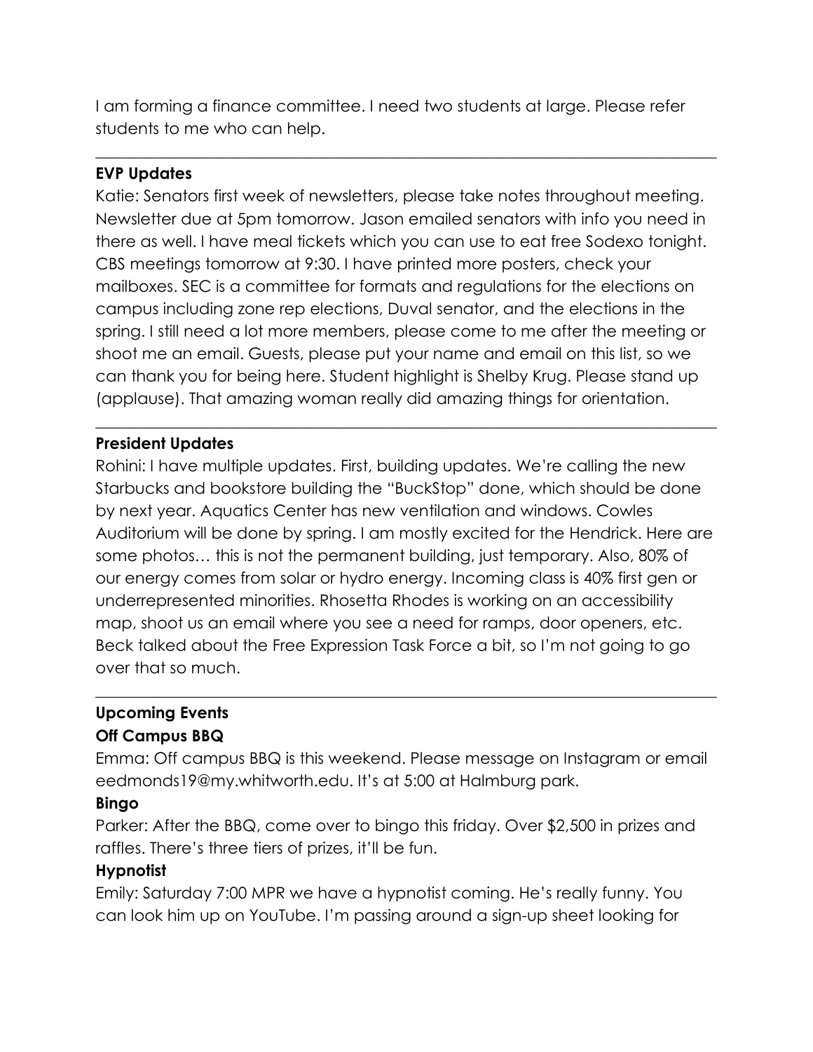I am forming a finance committee. I need two students at large. Please refer students to me who can help.

---

**EVP Updates**

Katie: Senators first week of newsletters, please take notes throughout meeting. Newsletter due at 5pm tomorrow. Jason emailed senators with info you need in there as well. I have meal tickets which you can use to eat free Sodexo tonight. CBS meetings tomorrow at 9:30. I have printed more posters, check your mailboxes. SEC is a committee for formats and regulations for the elections on campus including zone rep elections, Duval senator, and the elections in the spring. I still need a lot more members, please come to me after the meeting or shoot me an email. Guests, please put your name and email on this list, so we can thank you for being here. Student highlight is Shelby Krug. Please stand up (applause). That amazing woman really did amazing things for orientation.

---

**President Updates**

Rohini: I have multiple updates. First, building updates. We're calling the new Starbucks and bookstore building the "BuckStop" done, which should be done by next year. Aquatics Center has new ventilation and windows. Cowles Auditorium will be done by spring. I am mostly excited for the Hendrick. Here are some photos… this is not the permanent building, just temporary. Also, 80% of our energy comes from solar or hydro energy. Incoming class is 40% first gen or underrepresented minorities. Rhosetta Rhodes is working on an accessibility map, shoot us an email where you see a need for ramps, door openers, etc. Beck talked about the Free Expression Task Force a bit, so I'm not going to go over that so much.

---

**Upcoming Events**

**Off Campus BBQ**

Emma: Off campus BBQ is this weekend. Please message on Instagram or email eedmonds19@my.whitworth.edu. It's at 5:00 at Halmburg park.

**Bingo**

Parker: After the BBQ, come over to bingo this friday. Over $2,500 in prizes and raffles. There's three tiers of prizes, it'll be fun.

**Hypnotist**

Emily: Saturday 7:00 MPR we have a hypnotist coming. He's really funny. You can look him up on YouTube. I'm passing around a sign-up sheet looking for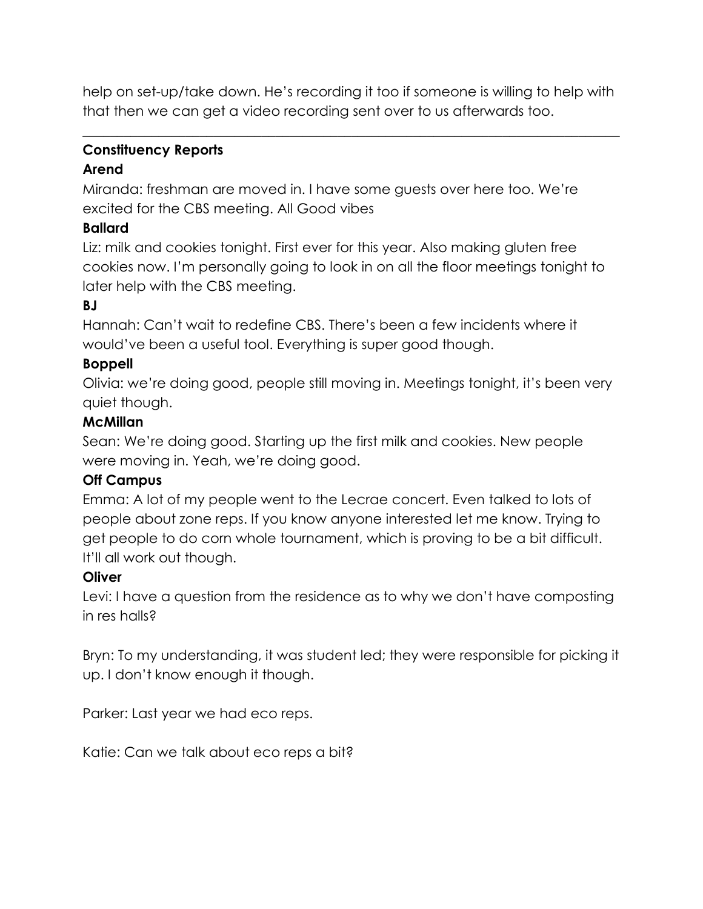help on set-up/take down. He's recording it too if someone is willing to help with that then we can get a video recording sent over to us afterwards too.

---

**Constituency Reports**

**Arend**

Miranda: freshman are moved in. I have some guests over here too. We're excited for the CBS meeting. All Good vibes

**Ballard**

Liz: milk and cookies tonight. First ever for this year. Also making gluten free cookies now. I'm personally going to look in on all the floor meetings tonight to later help with the CBS meeting.

**BJ**

Hannah: Can't wait to redefine CBS. There's been a few incidents where it would've been a useful tool. Everything is super good though.

**Boppell**

Olivia: we're doing good, people still moving in. Meetings tonight, it's been very quiet though.

**McMillan**

Sean: We're doing good. Starting up the first milk and cookies. New people were moving in. Yeah, we're doing good.

**Off Campus**

Emma: A lot of my people went to the Lecrae concert. Even talked to lots of people about zone reps. If you know anyone interested let me know. Trying to get people to do corn whole tournament, which is proving to be a bit difficult. It'll all work out though.

**Oliver**

Levi: I have a question from the residence as to why we don't have composting in res halls?

Bryn: To my understanding, it was student led; they were responsible for picking it up. I don't know enough it though.

Parker: Last year we had eco reps.

Katie: Can we talk about eco reps a bit?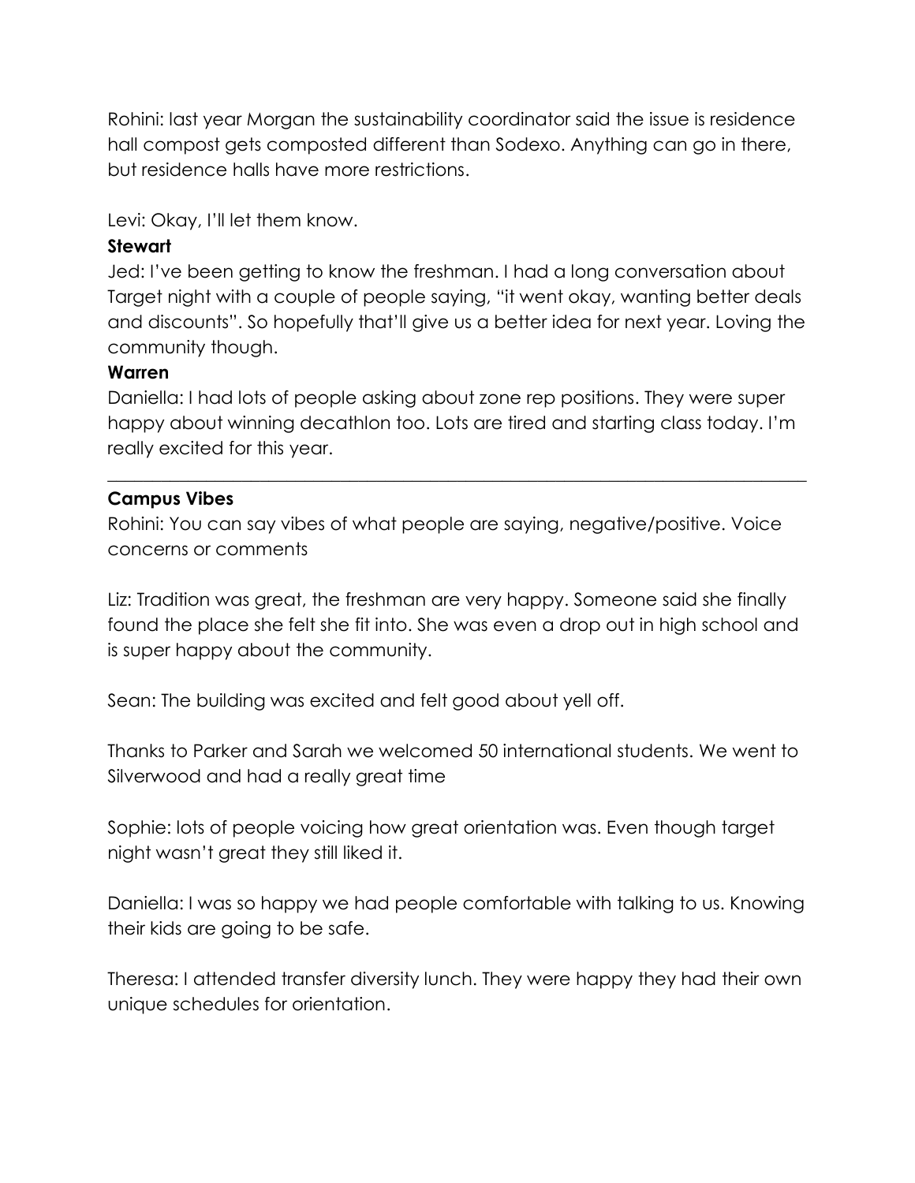Rohini: last year Morgan the sustainability coordinator said the issue is residence hall compost gets composted different than Sodexo. Anything can go in there, but residence halls have more restrictions.

Levi: Okay, I'll let them know.

**Stewart**

Jed: I've been getting to know the freshman. I had a long conversation about Target night with a couple of people saying, "it went okay, wanting better deals and discounts". So hopefully that'll give us a better idea for next year. Loving the community though.

**Warren**

Daniella: I had lots of people asking about zone rep positions. They were super happy about winning decathlon too. Lots are tired and starting class today. I'm really excited for this year.

---

**Campus Vibes**

Rohini: You can say vibes of what people are saying, negative/positive. Voice concerns or comments

Liz: Tradition was great, the freshman are very happy. Someone said she finally found the place she felt she fit into. She was even a drop out in high school and is super happy about the community.

Sean: The building was excited and felt good about yell off.

Thanks to Parker and Sarah we welcomed 50 international students. We went to Silverwood and had a really great time

Sophie: lots of people voicing how great orientation was. Even though target night wasn't great they still liked it.

Daniella: I was so happy we had people comfortable with talking to us. Knowing their kids are going to be safe.

Theresa: I attended transfer diversity lunch. They were happy they had their own unique schedules for orientation.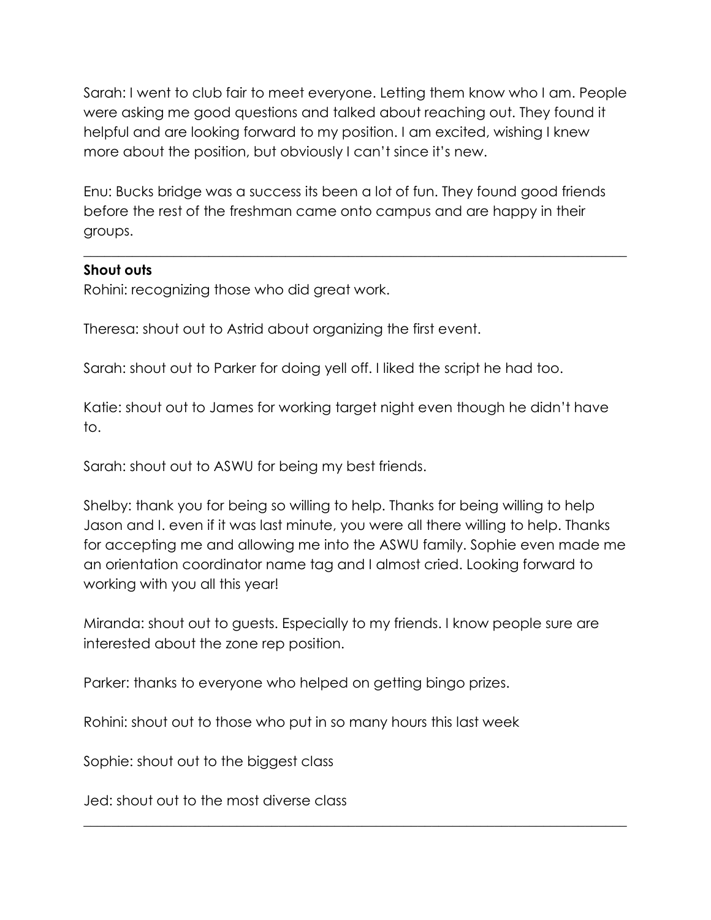Sarah: I went to club fair to meet everyone. Letting them know who I am. People were asking me good questions and talked about reaching out. They found it helpful and are looking forward to my position. I am excited, wishing I knew more about the position, but obviously I can't since it's new.

Enu: Bucks bridge was a success its been a lot of fun. They found good friends before the rest of the freshman came onto campus and are happy in their groups.

---

**Shout outs**

Rohini: recognizing those who did great work.

Theresa: shout out to Astrid about organizing the first event.

Sarah: shout out to Parker for doing yell off. I liked the script he had too.

Katie: shout out to James for working target night even though he didn't have to.

Sarah: shout out to ASWU for being my best friends.

Shelby: thank you for being so willing to help. Thanks for being willing to help Jason and I. even if it was last minute, you were all there willing to help. Thanks for accepting me and allowing me into the ASWU family. Sophie even made me an orientation coordinator name tag and I almost cried. Looking forward to working with you all this year!

Miranda: shout out to guests. Especially to my friends. I know people sure are interested about the zone rep position.

Parker: thanks to everyone who helped on getting bingo prizes.

Rohini: shout out to those who put in so many hours this last week

Sophie: shout out to the biggest class

Jed: shout out to the most diverse class

---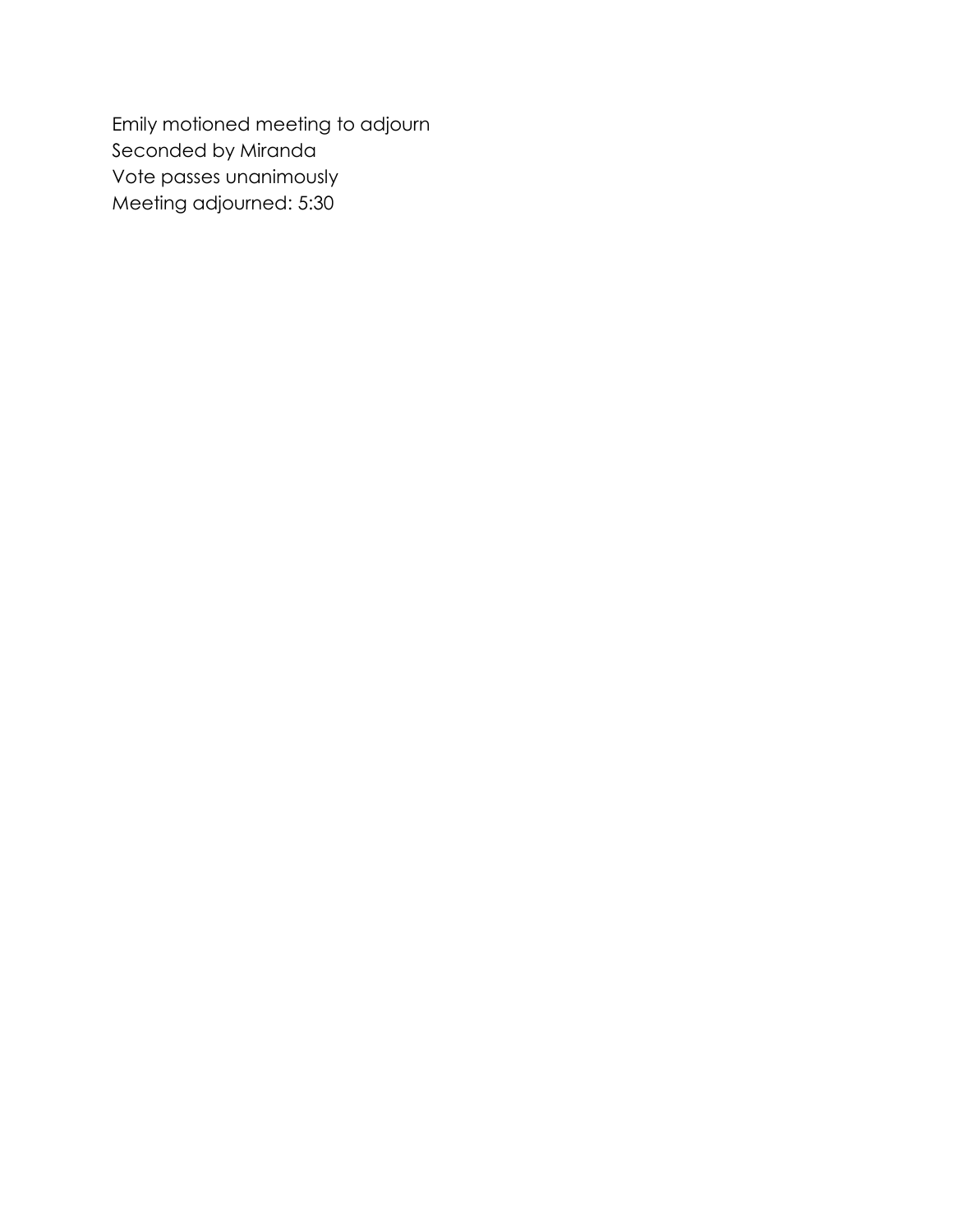Emily motioned meeting to adjourn
Seconded by Miranda
Vote passes unanimously
Meeting adjourned: 5:30